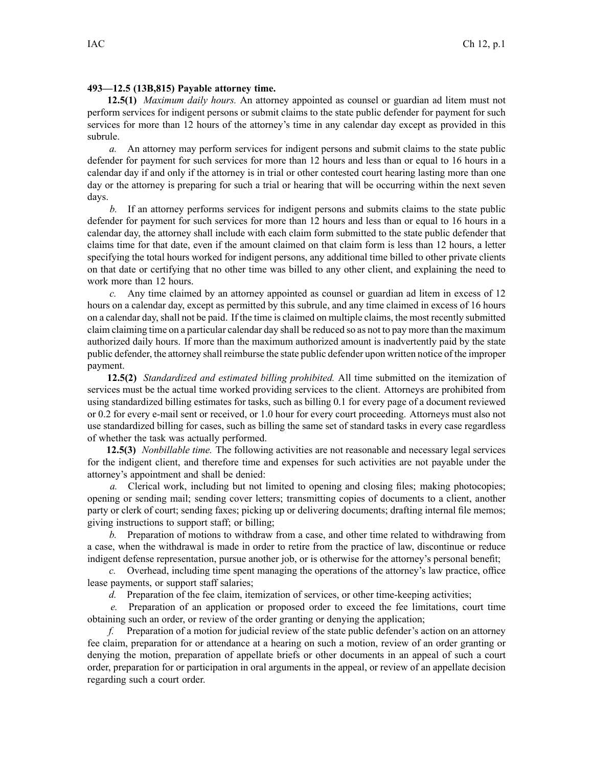**493—12.5 (13B,815) Payable attorney time.**

**12.5(1)** *Maximum daily hours.* An attorney appointed as counsel or guardian ad litem must not perform services for indigent persons or submit claims to the state public defender for payment for such services for more than 12 hours of the attorney's time in any calendar day except as provided in this subrule.

*a.* An attorney may perform services for indigent persons and submit claims to the state public defender for payment for such services for more than 12 hours and less than or equal to 16 hours in a calendar day if and only if the attorney is in trial or other contested court hearing lasting more than one day or the attorney is preparing for such a trial or hearing that will be occurring within the next seven days.

*b.* If an attorney performs services for indigent persons and submits claims to the state public defender for payment for such services for more than 12 hours and less than or equal to 16 hours in a calendar day, the attorney shall include with each claim form submitted to the state public defender that claims time for that date, even if the amount claimed on that claim form is less than 12 hours, a letter specifying the total hours worked for indigent persons, any additional time billed to other private clients on that date or certifying that no other time was billed to any other client, and explaining the need to work more than 12 hours.

*c.* Any time claimed by an attorney appointed as counsel or guardian ad litem in excess of 12 hours on a calendar day, except as permitted by this subrule, and any time claimed in excess of 16 hours on a calendar day, shall not be paid. If the time is claimed on multiple claims, the most recently submitted claim claiming time on a particular calendar day shall be reduced so as not to pay more than the maximum authorized daily hours. If more than the maximum authorized amount is inadvertently paid by the state public defender, the attorney shall reimburse the state public defender upon written notice of the improper payment.

**12.5(2)** *Standardized and estimated billing prohibited.* All time submitted on the itemization of services must be the actual time worked providing services to the client. Attorneys are prohibited from using standardized billing estimates for tasks, such as billing 0.1 for every page of a document reviewed or 0.2 for every e-mail sent or received, or 1.0 hour for every court proceeding. Attorneys must also not use standardized billing for cases, such as billing the same set of standard tasks in every case regardless of whether the task was actually performed.

**12.5(3)** *Nonbillable time.* The following activities are not reasonable and necessary legal services for the indigent client, and therefore time and expenses for such activities are not payable under the attorney's appointment and shall be denied:

*a.* Clerical work, including but not limited to opening and closing files; making photocopies; opening or sending mail; sending cover letters; transmitting copies of documents to a client, another party or clerk of court; sending faxes; picking up or delivering documents; drafting internal file memos; giving instructions to support staff; or billing;

*b.* Preparation of motions to withdraw from a case, and other time related to withdrawing from a case, when the withdrawal is made in order to retire from the practice of law, discontinue or reduce indigent defense representation, pursue another job, or is otherwise for the attorney's personal benefit;

*c.* Overhead, including time spent managing the operations of the attorney's law practice, office lease payments, or support staff salaries;

*d.* Preparation of the fee claim, itemization of services, or other time-keeping activities;

*e.* Preparation of an application or proposed order to exceed the fee limitations, court time obtaining such an order, or review of the order granting or denying the application;

*f.* Preparation of a motion for judicial review of the state public defender's action on an attorney fee claim, preparation for or attendance at a hearing on such a motion, review of an order granting or denying the motion, preparation of appellate briefs or other documents in an appeal of such a court order, preparation for or participation in oral arguments in the appeal, or review of an appellate decision regarding such a court order.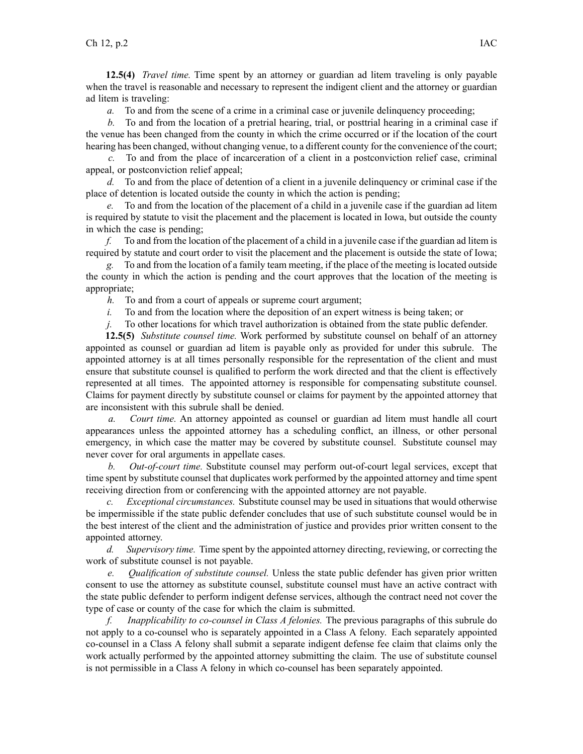**12.5(4)** *Travel time.* Time spent by an attorney or guardian ad litem traveling is only payable when the travel is reasonable and necessary to represent the indigent client and the attorney or guardian ad litem is traveling:

*a.* To and from the scene of a crime in a criminal case or juvenile delinquency proceeding;

*b.* To and from the location of a pretrial hearing, trial, or posttrial hearing in a criminal case if the venue has been changed from the county in which the crime occurred or if the location of the court hearing has been changed, without changing venue, to a different county for the convenience of the court;

*c.* To and from the place of incarceration of a client in a postconviction relief case, criminal appeal, or postconviction relief appeal;

*d.* To and from the place of detention of a client in a juvenile delinquency or criminal case if the place of detention is located outside the county in which the action is pending;

*e.* To and from the location of the placement of a child in a juvenile case if the guardian ad litem is required by statute to visit the placement and the placement is located in Iowa, but outside the county in which the case is pending;

*f.* To and from the location of the placement of a child in a juvenile case if the guardian ad litem is required by statute and court order to visit the placement and the placement is outside the state of Iowa;

*g.* To and from the location of a family team meeting, if the place of the meeting is located outside the county in which the action is pending and the court approves that the location of the meeting is appropriate;

*h.* To and from a court of appeals or supreme court argument;

*i.* To and from the location where the deposition of an expert witness is being taken; or

*j.* To other locations for which travel authorization is obtained from the state public defender.

**12.5(5)** *Substitute counsel time.* Work performed by substitute counsel on behalf of an attorney appointed as counsel or guardian ad litem is payable only as provided for under this subrule. The appointed attorney is at all times personally responsible for the representation of the client and must ensure that substitute counsel is qualified to perform the work directed and that the client is effectively represented at all times. The appointed attorney is responsible for compensating substitute counsel. Claims for payment directly by substitute counsel or claims for payment by the appointed attorney that are inconsistent with this subrule shall be denied.

*a.* *Court time.* An attorney appointed as counsel or guardian ad litem must handle all court appearances unless the appointed attorney has a scheduling conflict, an illness, or other personal emergency, in which case the matter may be covered by substitute counsel. Substitute counsel may never cover for oral arguments in appellate cases.

*b.* *Out-of-court time.* Substitute counsel may perform out-of-court legal services, except that time spent by substitute counsel that duplicates work performed by the appointed attorney and time spent receiving direction from or conferencing with the appointed attorney are not payable.

*c.* *Exceptional circumstances.* Substitute counsel may be used in situations that would otherwise be impermissible if the state public defender concludes that use of such substitute counsel would be in the best interest of the client and the administration of justice and provides prior written consent to the appointed attorney.

*d.* *Supervisory time.* Time spent by the appointed attorney directing, reviewing, or correcting the work of substitute counsel is not payable.

*e.* *Qualification of substitute counsel.* Unless the state public defender has given prior written consent to use the attorney as substitute counsel, substitute counsel must have an active contract with the state public defender to perform indigent defense services, although the contract need not cover the type of case or county of the case for which the claim is submitted.

*f.* *Inapplicability to co-counsel in Class A felonies.* The previous paragraphs of this subrule do not apply to a co-counsel who is separately appointed in a Class A felony. Each separately appointed co-counsel in a Class A felony shall submit a separate indigent defense fee claim that claims only the work actually performed by the appointed attorney submitting the claim. The use of substitute counsel is not permissible in a Class A felony in which co-counsel has been separately appointed.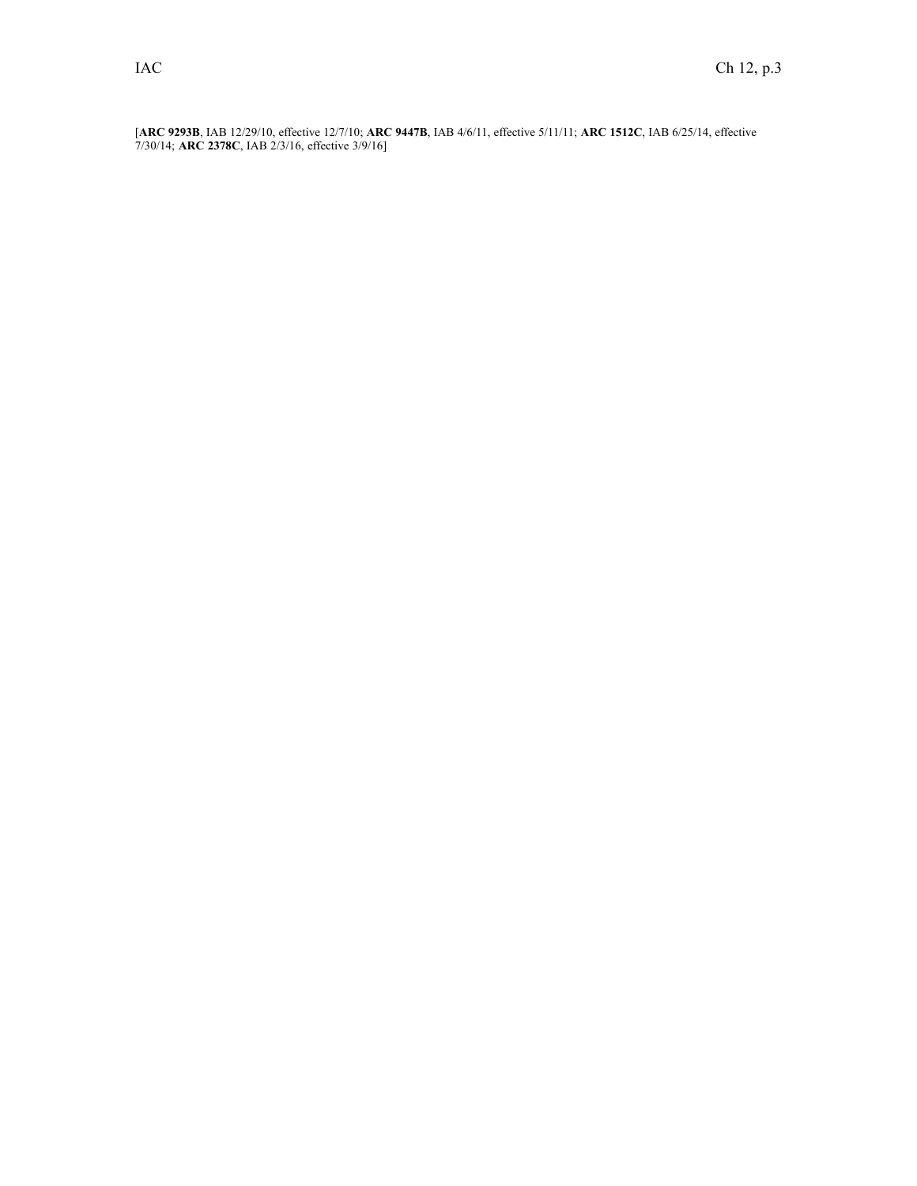[**ARC 9293B**, IAB 12/29/10, effective 12/7/10; **ARC 9447B**, IAB 4/6/11, effective 5/11/11; **ARC 1512C**, IAB 6/25/14, effective 7/30/14; **ARC 2378C**, IAB 2/3/16, effective 3/9/16]